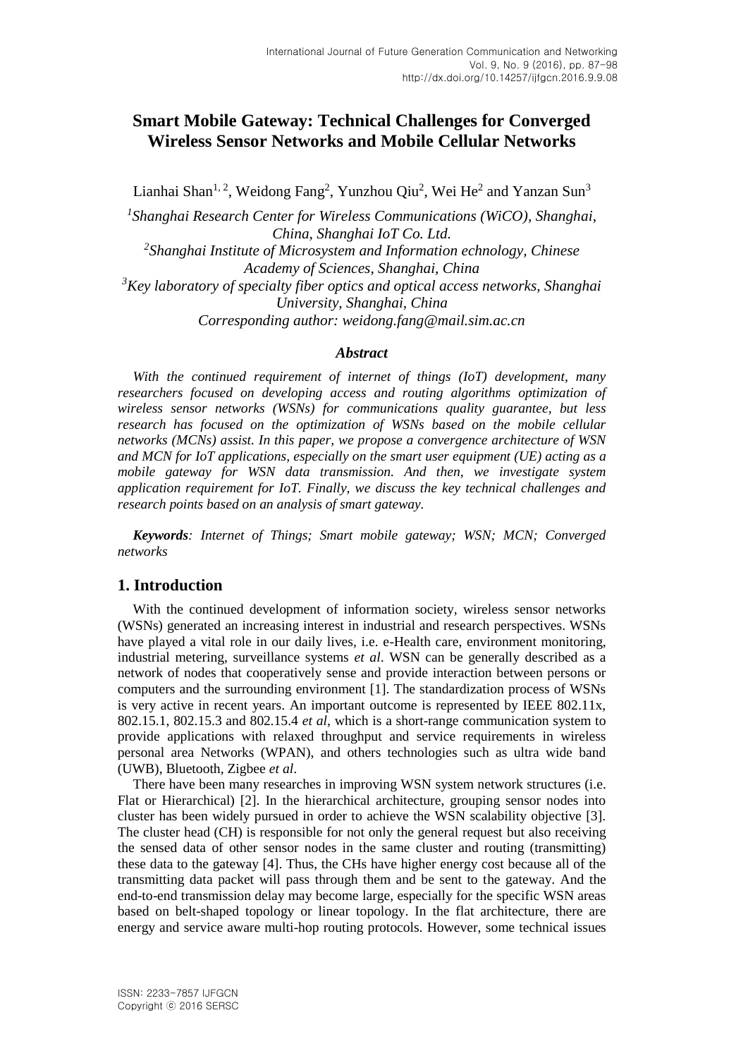# Smart Mobile Gateway: Technical Challenges for Converged Wireless Sensor Networks and Mobile Cellular Networks

Lianhai Shan[1, 2], Weidong Fang[2], Yunzhou Qiu[2], Wei He[2] and Yanzan Sun[3]

*[1]Shanghai Research Center for Wireless Communications (WiCO), Shanghai, China, Shanghai IoT Co. Ltd.*
*[2]Shanghai Institute of Microsystem and Information echnology, Chinese Academy of Sciences, Shanghai, China*
*[3]Key laboratory of specialty fiber optics and optical access networks, Shanghai University, Shanghai, China*
*Corresponding author: weidong.fang@mail.sim.ac.cn*

### *Abstract*

*With the continued requirement of internet of things (IoT) development, many researchers focused on developing access and routing algorithms optimization of wireless sensor networks (WSNs) for communications quality guarantee, but less research has focused on the optimization of WSNs based on the mobile cellular networks (MCNs) assist. In this paper, we propose a convergence architecture of WSN and MCN for IoT applications, especially on the smart user equipment (UE) acting as a mobile gateway for WSN data transmission. And then, we investigate system application requirement for IoT. Finally, we discuss the key technical challenges and research points based on an analysis of smart gateway.*

***Keywords**: Internet of Things; Smart mobile gateway; WSN; MCN; Converged networks*

## 1. Introduction

With the continued development of information society, wireless sensor networks (WSNs) generated an increasing interest in industrial and research perspectives. WSNs have played a vital role in our daily lives, i.e. e-Health care, environment monitoring, industrial metering, surveillance systems *et al*. WSN can be generally described as a network of nodes that cooperatively sense and provide interaction between persons or computers and the surrounding environment [1]. The standardization process of WSNs is very active in recent years. An important outcome is represented by IEEE 802.11x, 802.15.1, 802.15.3 and 802.15.4 *et al*, which is a short-range communication system to provide applications with relaxed throughput and service requirements in wireless personal area Networks (WPAN), and others technologies such as ultra wide band (UWB), Bluetooth, Zigbee *et al*.

There have been many researches in improving WSN system network structures (i.e. Flat or Hierarchical) [2]. In the hierarchical architecture, grouping sensor nodes into cluster has been widely pursued in order to achieve the WSN scalability objective [3]. The cluster head (CH) is responsible for not only the general request but also receiving the sensed data of other sensor nodes in the same cluster and routing (transmitting) these data to the gateway [4]. Thus, the CHs have higher energy cost because all of the transmitting data packet will pass through them and be sent to the gateway. And the end-to-end transmission delay may become large, especially for the specific WSN areas based on belt-shaped topology or linear topology. In the flat architecture, there are energy and service aware multi-hop routing protocols. However, some technical issues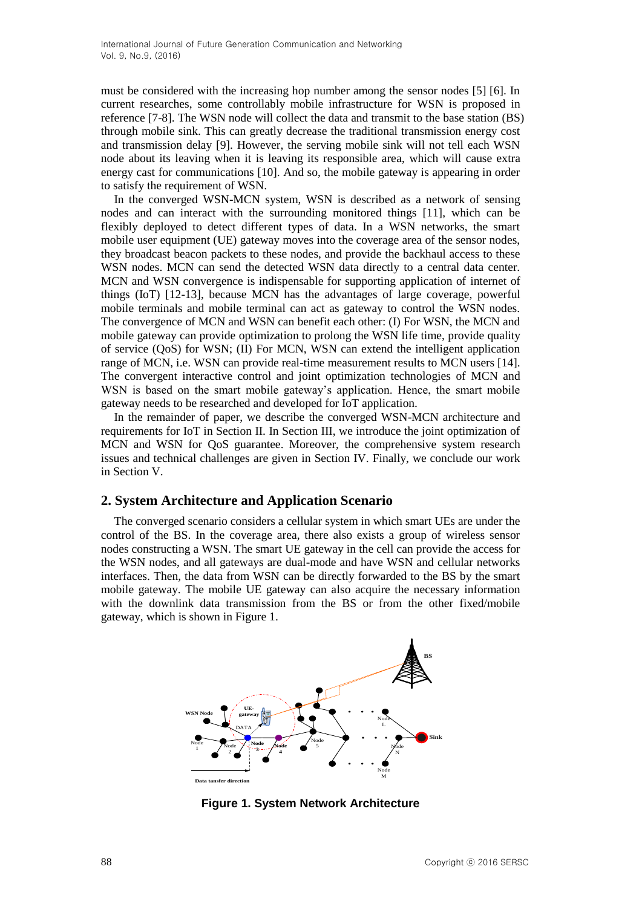must be considered with the increasing hop number among the sensor nodes [5] [6]. In current researches, some controllably mobile infrastructure for WSN is proposed in reference [7-8]. The WSN node will collect the data and transmit to the base station (BS) through mobile sink. This can greatly decrease the traditional transmission energy cost and transmission delay [9]. However, the serving mobile sink will not tell each WSN node about its leaving when it is leaving its responsible area, which will cause extra energy cast for communications [10]. And so, the mobile gateway is appearing in order to satisfy the requirement of WSN.

In the converged WSN-MCN system, WSN is described as a network of sensing nodes and can interact with the surrounding monitored things [11], which can be flexibly deployed to detect different types of data. In a WSN networks, the smart mobile user equipment (UE) gateway moves into the coverage area of the sensor nodes, they broadcast beacon packets to these nodes, and provide the backhaul access to these WSN nodes. MCN can send the detected WSN data directly to a central data center. MCN and WSN convergence is indispensable for supporting application of internet of things (IoT) [12-13], because MCN has the advantages of large coverage, powerful mobile terminals and mobile terminal can act as gateway to control the WSN nodes. The convergence of MCN and WSN can benefit each other: (I) For WSN, the MCN and mobile gateway can provide optimization to prolong the WSN life time, provide quality of service (QoS) for WSN; (II) For MCN, WSN can extend the intelligent application range of MCN, i.e. WSN can provide real-time measurement results to MCN users [14]. The convergent interactive control and joint optimization technologies of MCN and WSN is based on the smart mobile gateway's application. Hence, the smart mobile gateway needs to be researched and developed for IoT application.

In the remainder of paper, we describe the converged WSN-MCN architecture and requirements for IoT in Section II. In Section III, we introduce the joint optimization of MCN and WSN for QoS guarantee. Moreover, the comprehensive system research issues and technical challenges are given in Section IV. Finally, we conclude our work in Section V.

## 2. System Architecture and Application Scenario

The converged scenario considers a cellular system in which smart UEs are under the control of the BS. In the coverage area, there also exists a group of wireless sensor nodes constructing a WSN. The smart UE gateway in the cell can provide the access for the WSN nodes, and all gateways are dual-mode and have WSN and cellular networks interfaces. Then, the data from WSN can be directly forwarded to the BS by the smart mobile gateway. The mobile UE gateway can also acquire the necessary information with the downlink data transmission from the BS or from the other fixed/mobile gateway, which is shown in Figure 1.

**Figure 1. System Network Architecture**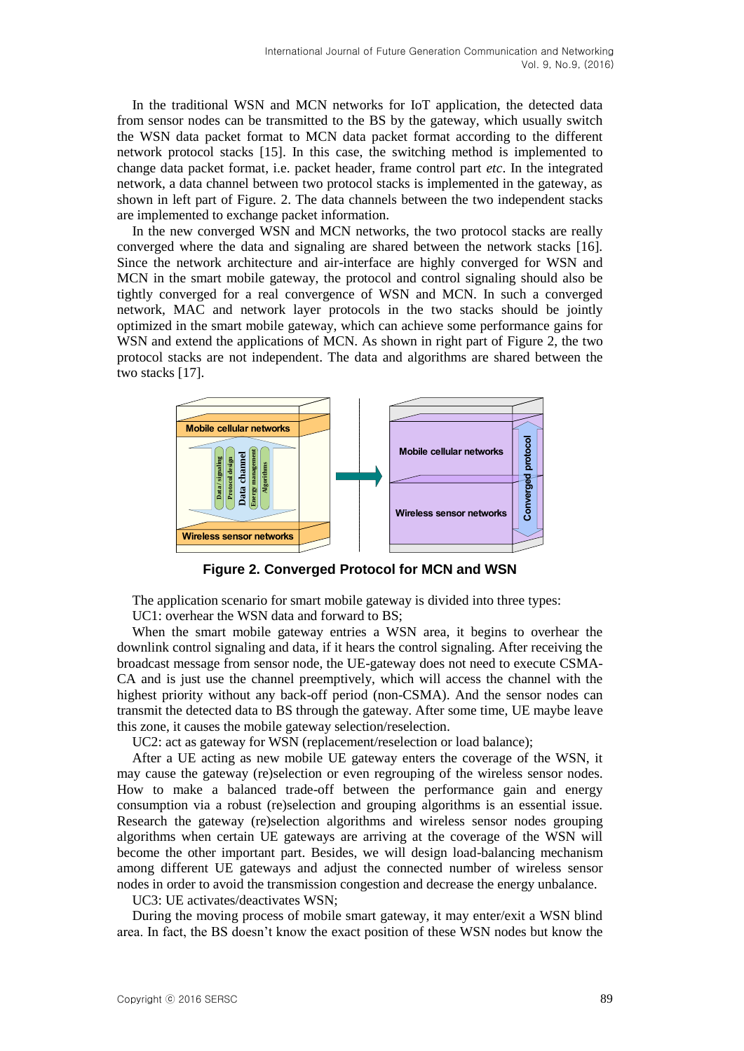In the traditional WSN and MCN networks for IoT application, the detected data from sensor nodes can be transmitted to the BS by the gateway, which usually switch the WSN data packet format to MCN data packet format according to the different network protocol stacks [15]. In this case, the switching method is implemented to change data packet format, i.e. packet header, frame control part *etc*. In the integrated network, a data channel between two protocol stacks is implemented in the gateway, as shown in left part of Figure. 2. The data channels between the two independent stacks are implemented to exchange packet information.

In the new converged WSN and MCN networks, the two protocol stacks are really converged where the data and signaling are shared between the network stacks [16]. Since the network architecture and air-interface are highly converged for WSN and MCN in the smart mobile gateway, the protocol and control signaling should also be tightly converged for a real convergence of WSN and MCN. In such a converged network, MAC and network layer protocols in the two stacks should be jointly optimized in the smart mobile gateway, which can achieve some performance gains for WSN and extend the applications of MCN. As shown in right part of Figure 2, the two protocol stacks are not independent. The data and algorithms are shared between the two stacks [17].

**Figure 2. Converged Protocol for MCN and WSN**

The application scenario for smart mobile gateway is divided into three types:

UC1: overhear the WSN data and forward to BS;

When the smart mobile gateway entries a WSN area, it begins to overhear the downlink control signaling and data, if it hears the control signaling. After receiving the broadcast message from sensor node, the UE-gateway does not need to execute CSMA-CA and is just use the channel preemptively, which will access the channel with the highest priority without any back-off period (non-CSMA). And the sensor nodes can transmit the detected data to BS through the gateway. After some time, UE maybe leave this zone, it causes the mobile gateway selection/reselection.

UC2: act as gateway for WSN (replacement/reselection or load balance);

After a UE acting as new mobile UE gateway enters the coverage of the WSN, it may cause the gateway (re)selection or even regrouping of the wireless sensor nodes. How to make a balanced trade-off between the performance gain and energy consumption via a robust (re)selection and grouping algorithms is an essential issue. Research the gateway (re)selection algorithms and wireless sensor nodes grouping algorithms when certain UE gateways are arriving at the coverage of the WSN will become the other important part. Besides, we will design load-balancing mechanism among different UE gateways and adjust the connected number of wireless sensor nodes in order to avoid the transmission congestion and decrease the energy unbalance.

UC3: UE activates/deactivates WSN;

During the moving process of mobile smart gateway, it may enter/exit a WSN blind area. In fact, the BS doesn't know the exact position of these WSN nodes but know the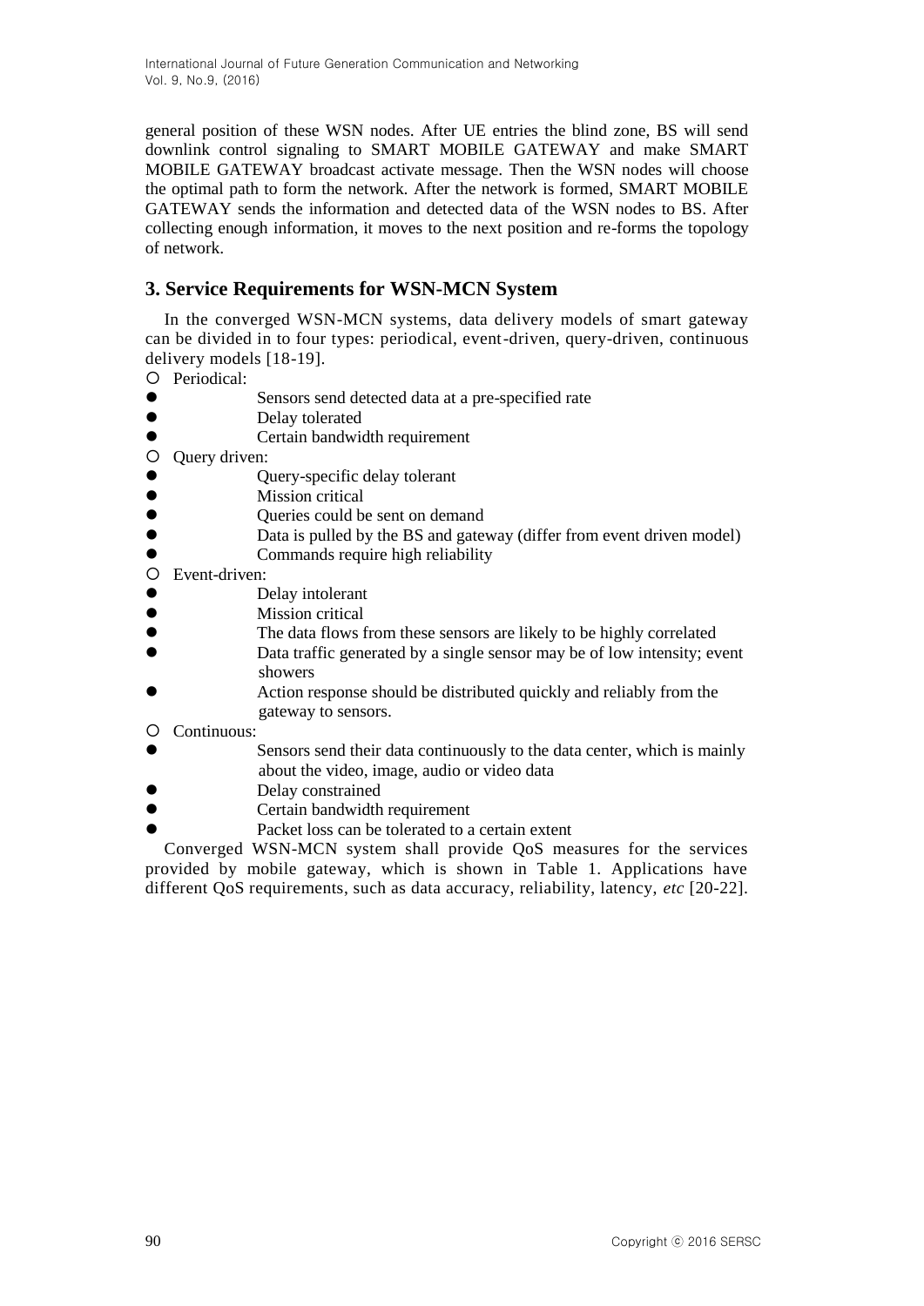general position of these WSN nodes. After UE entries the blind zone, BS will send downlink control signaling to SMART MOBILE GATEWAY and make SMART MOBILE GATEWAY broadcast activate message. Then the WSN nodes will choose the optimal path to form the network. After the network is formed, SMART MOBILE GATEWAY sends the information and detected data of the WSN nodes to BS. After collecting enough information, it moves to the next position and re-forms the topology of network.

## 3. Service Requirements for WSN-MCN System

In the converged WSN-MCN systems, data delivery models of smart gateway can be divided in to four types: periodical, event-driven, query-driven, continuous delivery models [18-19].

- Periodical:
  - Sensors send detected data at a pre-specified rate
  - Delay tolerated
  - Certain bandwidth requirement
- Query driven:
  - Query-specific delay tolerant
  - Mission critical
  - Queries could be sent on demand
  - Data is pulled by the BS and gateway (differ from event driven model)
  - Commands require high reliability
- Event-driven:
  - Delay intolerant
  - Mission critical
  - The data flows from these sensors are likely to be highly correlated
  - Data traffic generated by a single sensor may be of low intensity; event showers
  - Action response should be distributed quickly and reliably from the gateway to sensors.
- Continuous:
  - Sensors send their data continuously to the data center, which is mainly about the video, image, audio or video data
  - Delay constrained
  - Certain bandwidth requirement
  - Packet loss can be tolerated to a certain extent

Converged WSN-MCN system shall provide QoS measures for the services provided by mobile gateway, which is shown in Table 1. Applications have different QoS requirements, such as data accuracy, reliability, latency, *etc* [20-22].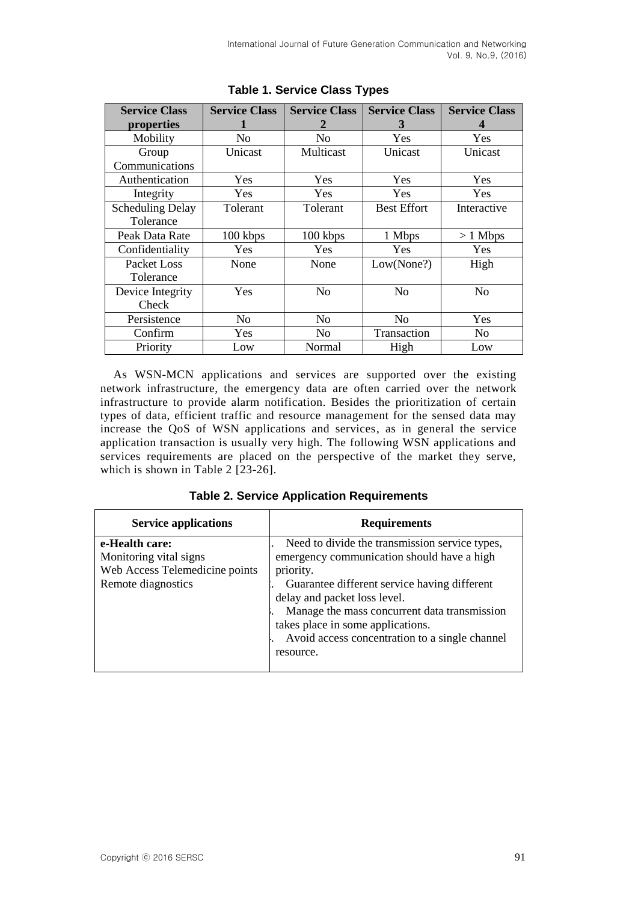**Table 1. Service Class Types**

| Service Class properties | Service Class 1 | Service Class 2 | Service Class 3 | Service Class 4 |
|---|---|---|---|---|
| Mobility | No | No | Yes | Yes |
| Group Communications | Unicast | Multicast | Unicast | Unicast |
| Authentication | Yes | Yes | Yes | Yes |
| Integrity | Yes | Yes | Yes | Yes |
| Scheduling Delay Tolerance | Tolerant | Tolerant | Best Effort | Interactive |
| Peak Data Rate | 100 kbps | 100 kbps | 1 Mbps | > 1 Mbps |
| Confidentiality | Yes | Yes | Yes | Yes |
| Packet Loss Tolerance | None | None | Low(None?) | High |
| Device Integrity Check | Yes | No | No | No |
| Persistence | No | No | No | Yes |
| Confirm | Yes | No | Transaction | No |
| Priority | Low | Normal | High | Low |

As WSN-MCN applications and services are supported over the existing network infrastructure, the emergency data are often carried over the network infrastructure to provide alarm notification. Besides the prioritization of certain types of data, efficient traffic and resource management for the sensed data may increase the QoS of WSN applications and services, as in general the service application transaction is usually very high. The following WSN applications and services requirements are placed on the perspective of the market they serve, which is shown in Table 2 [23-26].

**Table 2. Service Application Requirements**

| Service applications | Requirements |
|---|---|
| **e-Health care:**<br>Monitoring vital signs<br>Web Access Telemedicine points<br>Remote diagnostics | . Need to divide the transmission service types, emergency communication should have a high priority.<br>. Guarantee different service having different delay and packet loss level.<br>. Manage the mass concurrent data transmission takes place in some applications.<br>. Avoid access concentration to a single channel resource. |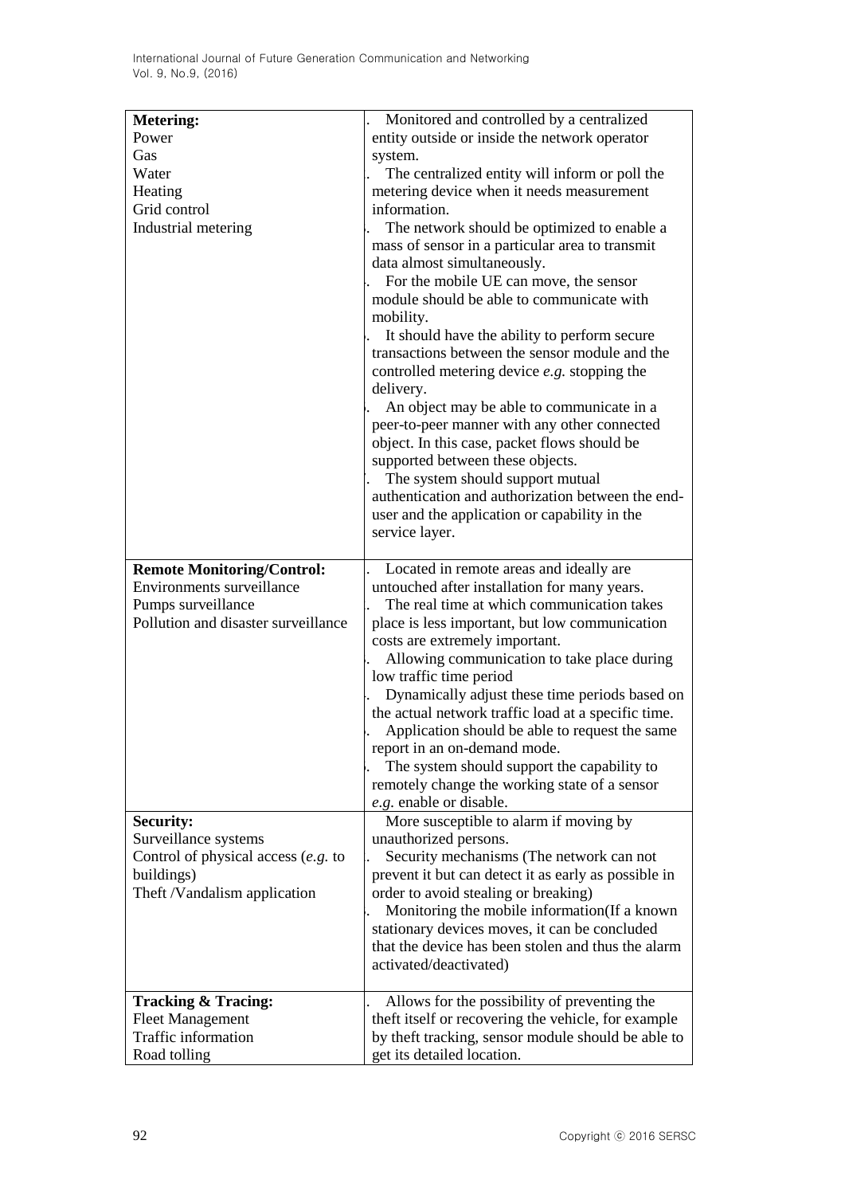| **Metering:**<br>Power<br>Gas<br>Water<br>Heating<br>Grid control<br>Industrial metering | . Monitored and controlled by a centralized entity outside or inside the network operator system.<br>. The centralized entity will inform or poll the metering device when it needs measurement information.<br>. The network should be optimized to enable a mass of sensor in a particular area to transmit data almost simultaneously.<br>. For the mobile UE can move, the sensor module should be able to communicate with mobility.<br>. It should have the ability to perform secure transactions between the sensor module and the controlled metering device *e.g.* stopping the delivery.<br>. An object may be able to communicate in a peer-to-peer manner with any other connected object. In this case, packet flows should be supported between these objects.<br>. The system should support mutual authentication and authorization between the end-user and the application or capability in the service layer. |
|---|---|
| **Remote Monitoring/Control:**<br>Environments surveillance<br>Pumps surveillance<br>Pollution and disaster surveillance | . Located in remote areas and ideally are untouched after installation for many years.<br>. The real time at which communication takes place is less important, but low communication costs are extremely important.<br>. Allowing communication to take place during low traffic time period<br>. Dynamically adjust these time periods based on the actual network traffic load at a specific time.<br>. Application should be able to request the same report in an on-demand mode.<br>. The system should support the capability to remotely change the working state of a sensor *e.g.* enable or disable. |
| **Security:**<br>Surveillance systems<br>Control of physical access (*e.g.* to buildings)<br>Theft /Vandalism application | More susceptible to alarm if moving by unauthorized persons.<br>. Security mechanisms (The network can not prevent it but can detect it as early as possible in order to avoid stealing or breaking)<br>. Monitoring the mobile information(If a known stationary devices moves, it can be concluded that the device has been stolen and thus the alarm activated/deactivated) |
| **Tracking & Tracing:**<br>Fleet Management<br>Traffic information<br>Road tolling | . Allows for the possibility of preventing the theft itself or recovering the vehicle, for example by theft tracking, sensor module should be able to get its detailed location. |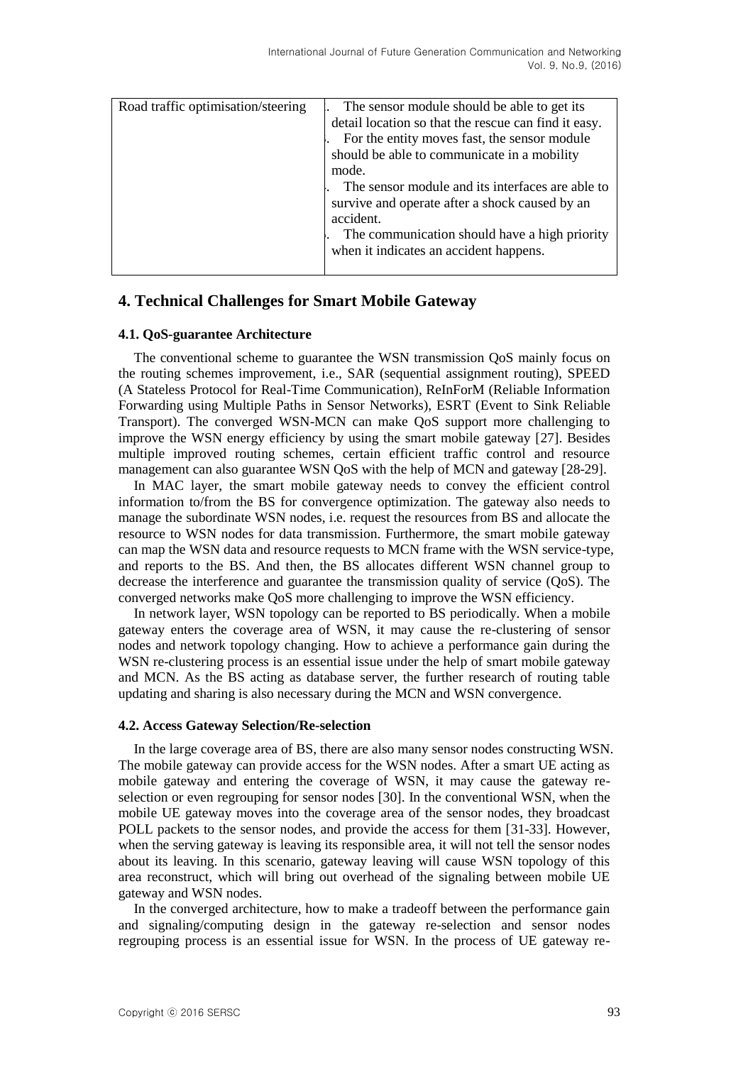| Road traffic optimisation/steering | . The sensor module should be able to get its detail location so that the rescue can find it easy.<br>. For the entity moves fast, the sensor module should be able to communicate in a mobility mode.<br>. The sensor module and its interfaces are able to survive and operate after a shock caused by an accident.<br>. The communication should have a high priority when it indicates an accident happens. |
|---|---|

## 4. Technical Challenges for Smart Mobile Gateway

### 4.1. QoS-guarantee Architecture

The conventional scheme to guarantee the WSN transmission QoS mainly focus on the routing schemes improvement, i.e., SAR (sequential assignment routing), SPEED (A Stateless Protocol for Real-Time Communication), ReInForM (Reliable Information Forwarding using Multiple Paths in Sensor Networks), ESRT (Event to Sink Reliable Transport). The converged WSN-MCN can make QoS support more challenging to improve the WSN energy efficiency by using the smart mobile gateway [27]. Besides multiple improved routing schemes, certain efficient traffic control and resource management can also guarantee WSN QoS with the help of MCN and gateway [28-29].

In MAC layer, the smart mobile gateway needs to convey the efficient control information to/from the BS for convergence optimization. The gateway also needs to manage the subordinate WSN nodes, i.e. request the resources from BS and allocate the resource to WSN nodes for data transmission. Furthermore, the smart mobile gateway can map the WSN data and resource requests to MCN frame with the WSN service-type, and reports to the BS. And then, the BS allocates different WSN channel group to decrease the interference and guarantee the transmission quality of service (QoS). The converged networks make QoS more challenging to improve the WSN efficiency.

In network layer, WSN topology can be reported to BS periodically. When a mobile gateway enters the coverage area of WSN, it may cause the re-clustering of sensor nodes and network topology changing. How to achieve a performance gain during the WSN re-clustering process is an essential issue under the help of smart mobile gateway and MCN. As the BS acting as database server, the further research of routing table updating and sharing is also necessary during the MCN and WSN convergence.

### 4.2. Access Gateway Selection/Re-selection

In the large coverage area of BS, there are also many sensor nodes constructing WSN. The mobile gateway can provide access for the WSN nodes. After a smart UE acting as mobile gateway and entering the coverage of WSN, it may cause the gateway re-selection or even regrouping for sensor nodes [30]. In the conventional WSN, when the mobile UE gateway moves into the coverage area of the sensor nodes, they broadcast POLL packets to the sensor nodes, and provide the access for them [31-33]. However, when the serving gateway is leaving its responsible area, it will not tell the sensor nodes about its leaving. In this scenario, gateway leaving will cause WSN topology of this area reconstruct, which will bring out overhead of the signaling between mobile UE gateway and WSN nodes.

In the converged architecture, how to make a tradeoff between the performance gain and signaling/computing design in the gateway re-selection and sensor nodes regrouping process is an essential issue for WSN. In the process of UE gateway re-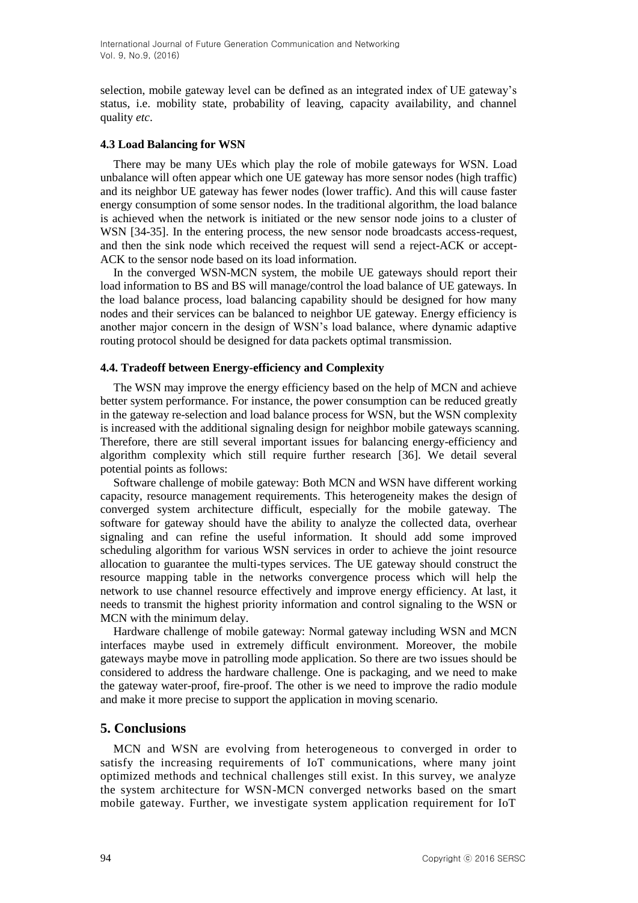selection, mobile gateway level can be defined as an integrated index of UE gateway's status, i.e. mobility state, probability of leaving, capacity availability, and channel quality *etc*.

### 4.3 Load Balancing for WSN

There may be many UEs which play the role of mobile gateways for WSN. Load unbalance will often appear which one UE gateway has more sensor nodes (high traffic) and its neighbor UE gateway has fewer nodes (lower traffic). And this will cause faster energy consumption of some sensor nodes. In the traditional algorithm, the load balance is achieved when the network is initiated or the new sensor node joins to a cluster of WSN [34-35]. In the entering process, the new sensor node broadcasts access-request, and then the sink node which received the request will send a reject-ACK or accept-ACK to the sensor node based on its load information.

In the converged WSN-MCN system, the mobile UE gateways should report their load information to BS and BS will manage/control the load balance of UE gateways. In the load balance process, load balancing capability should be designed for how many nodes and their services can be balanced to neighbor UE gateway. Energy efficiency is another major concern in the design of WSN's load balance, where dynamic adaptive routing protocol should be designed for data packets optimal transmission.

### 4.4. Tradeoff between Energy-efficiency and Complexity

The WSN may improve the energy efficiency based on the help of MCN and achieve better system performance. For instance, the power consumption can be reduced greatly in the gateway re-selection and load balance process for WSN, but the WSN complexity is increased with the additional signaling design for neighbor mobile gateways scanning. Therefore, there are still several important issues for balancing energy-efficiency and algorithm complexity which still require further research [36]. We detail several potential points as follows:

Software challenge of mobile gateway: Both MCN and WSN have different working capacity, resource management requirements. This heterogeneity makes the design of converged system architecture difficult, especially for the mobile gateway. The software for gateway should have the ability to analyze the collected data, overhear signaling and can refine the useful information. It should add some improved scheduling algorithm for various WSN services in order to achieve the joint resource allocation to guarantee the multi-types services. The UE gateway should construct the resource mapping table in the networks convergence process which will help the network to use channel resource effectively and improve energy efficiency. At last, it needs to transmit the highest priority information and control signaling to the WSN or MCN with the minimum delay.

Hardware challenge of mobile gateway: Normal gateway including WSN and MCN interfaces maybe used in extremely difficult environment. Moreover, the mobile gateways maybe move in patrolling mode application. So there are two issues should be considered to address the hardware challenge. One is packaging, and we need to make the gateway water-proof, fire-proof. The other is we need to improve the radio module and make it more precise to support the application in moving scenario.

## 5. Conclusions

MCN and WSN are evolving from heterogeneous to converged in order to satisfy the increasing requirements of IoT communications, where many joint optimized methods and technical challenges still exist. In this survey, we analyze the system architecture for WSN-MCN converged networks based on the smart mobile gateway. Further, we investigate system application requirement for IoT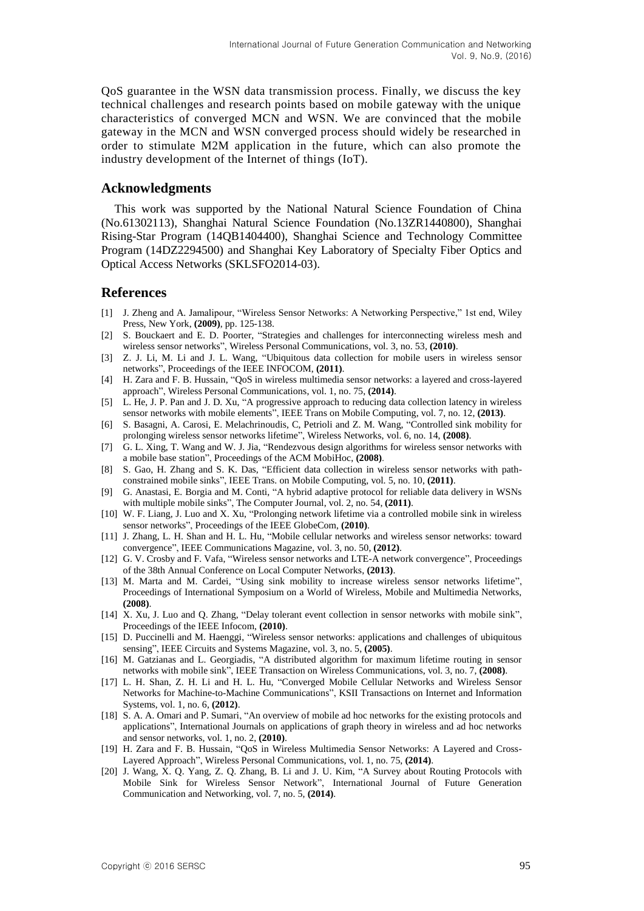QoS guarantee in the WSN data transmission process. Finally, we discuss the key technical challenges and research points based on mobile gateway with the unique characteristics of converged MCN and WSN. We are convinced that the mobile gateway in the MCN and WSN converged process should widely be researched in order to stimulate M2M application in the future, which can also promote the industry development of the Internet of things (IoT).

## Acknowledgments

This work was supported by the National Natural Science Foundation of China (No.61302113), Shanghai Natural Science Foundation (No.13ZR1440800), Shanghai Rising-Star Program (14QB1404400), Shanghai Science and Technology Committee Program (14DZ2294500) and Shanghai Key Laboratory of Specialty Fiber Optics and Optical Access Networks (SKLSFO2014-03).

## References

[1] J. Zheng and A. Jamalipour, "Wireless Sensor Networks: A Networking Perspective," 1st end, Wiley Press, New York, **(2009)**, pp. 125-138.

[2] S. Bouckaert and E. D. Poorter, "Strategies and challenges for interconnecting wireless mesh and wireless sensor networks", Wireless Personal Communications, vol. 3, no. 53, **(2010)**.

[3] Z. J. Li, M. Li and J. L. Wang, "Ubiquitous data collection for mobile users in wireless sensor networks", Proceedings of the IEEE INFOCOM, **(2011)**.

[4] H. Zara and F. B. Hussain, "QoS in wireless multimedia sensor networks: a layered and cross-layered approach", Wireless Personal Communications, vol. 1, no. 75, **(2014)**.

[5] L. He, J. P. Pan and J. D. Xu, "A progressive approach to reducing data collection latency in wireless sensor networks with mobile elements", IEEE Trans on Mobile Computing, vol. 7, no. 12, **(2013)**.

[6] S. Basagni, A. Carosi, E. Melachrinoudis, C, Petrioli and Z. M. Wang, "Controlled sink mobility for prolonging wireless sensor networks lifetime", Wireless Networks, vol. 6, no. 14, **(2008)**.

[7] G. L. Xing, T. Wang and W. J. Jia, "Rendezvous design algorithms for wireless sensor networks with a mobile base station", Proceedings of the ACM MobiHoc, **(2008)**.

[8] S. Gao, H. Zhang and S. K. Das, "Efficient data collection in wireless sensor networks with path-constrained mobile sinks", IEEE Trans. on Mobile Computing, vol. 5, no. 10, **(2011)**.

[9] G. Anastasi, E. Borgia and M. Conti, "A hybrid adaptive protocol for reliable data delivery in WSNs with multiple mobile sinks", The Computer Journal, vol. 2, no. 54, **(2011)**.

[10] W. F. Liang, J. Luo and X. Xu, "Prolonging network lifetime via a controlled mobile sink in wireless sensor networks", Proceedings of the IEEE GlobeCom, **(2010)**.

[11] J. Zhang, L. H. Shan and H. L. Hu, "Mobile cellular networks and wireless sensor networks: toward convergence", IEEE Communications Magazine, vol. 3, no. 50, **(2012)**.

[12] G. V. Crosby and F. Vafa, "Wireless sensor networks and LTE-A network convergence", Proceedings of the 38th Annual Conference on Local Computer Networks, **(2013)**.

[13] M. Marta and M. Cardei, "Using sink mobility to increase wireless sensor networks lifetime", Proceedings of International Symposium on a World of Wireless, Mobile and Multimedia Networks, **(2008)**.

[14] X. Xu, J. Luo and Q. Zhang, "Delay tolerant event collection in sensor networks with mobile sink", Proceedings of the IEEE Infocom, **(2010)**.

[15] D. Puccinelli and M. Haenggi, "Wireless sensor networks: applications and challenges of ubiquitous sensing", IEEE Circuits and Systems Magazine, vol. 3, no. 5, **(2005)**.

[16] M. Gatzianas and L. Georgiadis, "A distributed algorithm for maximum lifetime routing in sensor networks with mobile sink", IEEE Transaction on Wireless Communications, vol. 3, no. 7, **(2008)**.

[17] L. H. Shan, Z. H. Li and H. L. Hu, "Converged Mobile Cellular Networks and Wireless Sensor Networks for Machine-to-Machine Communications", KSII Transactions on Internet and Information Systems, vol. 1, no. 6, **(2012)**.

[18] S. A. A. Omari and P. Sumari, "An overview of mobile ad hoc networks for the existing protocols and applications", International Journals on applications of graph theory in wireless and ad hoc networks and sensor networks, vol. 1, no. 2, **(2010)**.

[19] H. Zara and F. B. Hussain, "QoS in Wireless Multimedia Sensor Networks: A Layered and Cross-Layered Approach", Wireless Personal Communications, vol. 1, no. 75, **(2014)**.

[20] J. Wang, X. Q. Yang, Z. Q. Zhang, B. Li and J. U. Kim, "A Survey about Routing Protocols with Mobile Sink for Wireless Sensor Network", International Journal of Future Generation Communication and Networking, vol. 7, no. 5, **(2014)**.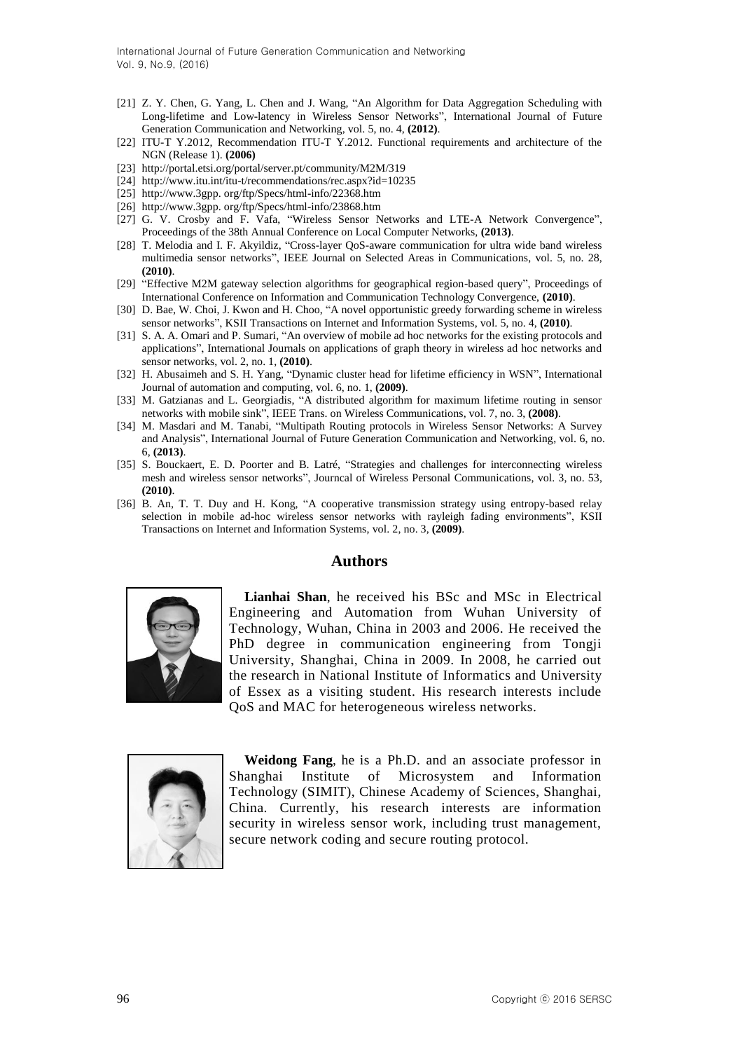[21] Z. Y. Chen, G. Yang, L. Chen and J. Wang, "An Algorithm for Data Aggregation Scheduling with Long-lifetime and Low-latency in Wireless Sensor Networks", International Journal of Future Generation Communication and Networking, vol. 5, no. 4, **(2012)**.

[22] ITU-T Y.2012, Recommendation ITU-T Y.2012. Functional requirements and architecture of the NGN (Release 1). **(2006)**

[23] http://portal.etsi.org/portal/server.pt/community/M2M/319

[24] http://www.itu.int/itu-t/recommendations/rec.aspx?id=10235

[25] http://www.3gpp. org/ftp/Specs/html-info/22368.htm

[26] http://www.3gpp. org/ftp/Specs/html-info/23868.htm

[27] G. V. Crosby and F. Vafa, "Wireless Sensor Networks and LTE-A Network Convergence", Proceedings of the 38th Annual Conference on Local Computer Networks, **(2013)**.

[28] T. Melodia and I. F. Akyildiz, "Cross-layer QoS-aware communication for ultra wide band wireless multimedia sensor networks", IEEE Journal on Selected Areas in Communications, vol. 5, no. 28, **(2010)**.

[29] "Effective M2M gateway selection algorithms for geographical region-based query", Proceedings of International Conference on Information and Communication Technology Convergence, **(2010)**.

[30] D. Bae, W. Choi, J. Kwon and H. Choo, "A novel opportunistic greedy forwarding scheme in wireless sensor networks", KSII Transactions on Internet and Information Systems, vol. 5, no. 4, **(2010)**.

[31] S. A. A. Omari and P. Sumari, "An overview of mobile ad hoc networks for the existing protocols and applications", International Journals on applications of graph theory in wireless ad hoc networks and sensor networks, vol. 2, no. 1, **(2010)**.

[32] H. Abusaimeh and S. H. Yang, "Dynamic cluster head for lifetime efficiency in WSN", International Journal of automation and computing, vol. 6, no. 1, **(2009)**.

[33] M. Gatzianas and L. Georgiadis, "A distributed algorithm for maximum lifetime routing in sensor networks with mobile sink", IEEE Trans. on Wireless Communications, vol. 7, no. 3, **(2008)**.

[34] M. Masdari and M. Tanabi, "Multipath Routing protocols in Wireless Sensor Networks: A Survey and Analysis", International Journal of Future Generation Communication and Networking, vol. 6, no. 6, **(2013)**.

[35] S. Bouckaert, E. D. Poorter and B. Latré, "Strategies and challenges for interconnecting wireless mesh and wireless sensor networks", Journcal of Wireless Personal Communications, vol. 3, no. 53, **(2010)**.

[36] B. An, T. T. Duy and H. Kong, "A cooperative transmission strategy using entropy-based relay selection in mobile ad-hoc wireless sensor networks with rayleigh fading environments", KSII Transactions on Internet and Information Systems, vol. 2, no. 3, **(2009)**.

## Authors

**Lianhai Shan**, he received his BSc and MSc in Electrical Engineering and Automation from Wuhan University of Technology, Wuhan, China in 2003 and 2006. He received the PhD degree in communication engineering from Tongji University, Shanghai, China in 2009. In 2008, he carried out the research in National Institute of Informatics and University of Essex as a visiting student. His research interests include QoS and MAC for heterogeneous wireless networks.

**Weidong Fang**, he is a Ph.D. and an associate professor in Shanghai Institute of Microsystem and Information Technology (SIMIT), Chinese Academy of Sciences, Shanghai, China. Currently, his research interests are information security in wireless sensor work, including trust management, secure network coding and secure routing protocol.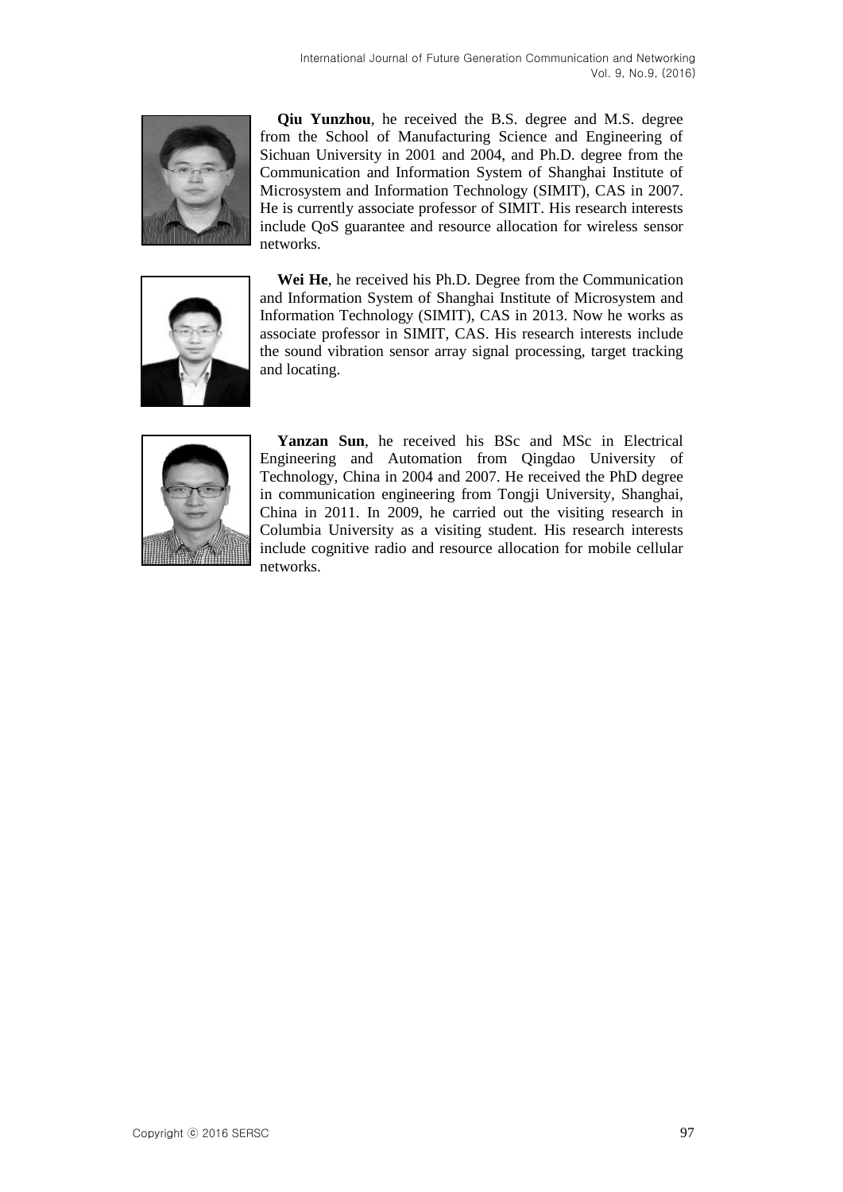**Qiu Yunzhou**, he received the B.S. degree and M.S. degree from the School of Manufacturing Science and Engineering of Sichuan University in 2001 and 2004, and Ph.D. degree from the Communication and Information System of Shanghai Institute of Microsystem and Information Technology (SIMIT), CAS in 2007. He is currently associate professor of SIMIT. His research interests include QoS guarantee and resource allocation for wireless sensor networks.

**Wei He**, he received his Ph.D. Degree from the Communication and Information System of Shanghai Institute of Microsystem and Information Technology (SIMIT), CAS in 2013. Now he works as associate professor in SIMIT, CAS. His research interests include the sound vibration sensor array signal processing, target tracking and locating.

**Yanzan Sun**, he received his BSc and MSc in Electrical Engineering and Automation from Qingdao University of Technology, China in 2004 and 2007. He received the PhD degree in communication engineering from Tongji University, Shanghai, China in 2011. In 2009, he carried out the visiting research in Columbia University as a visiting student. His research interests include cognitive radio and resource allocation for mobile cellular networks.